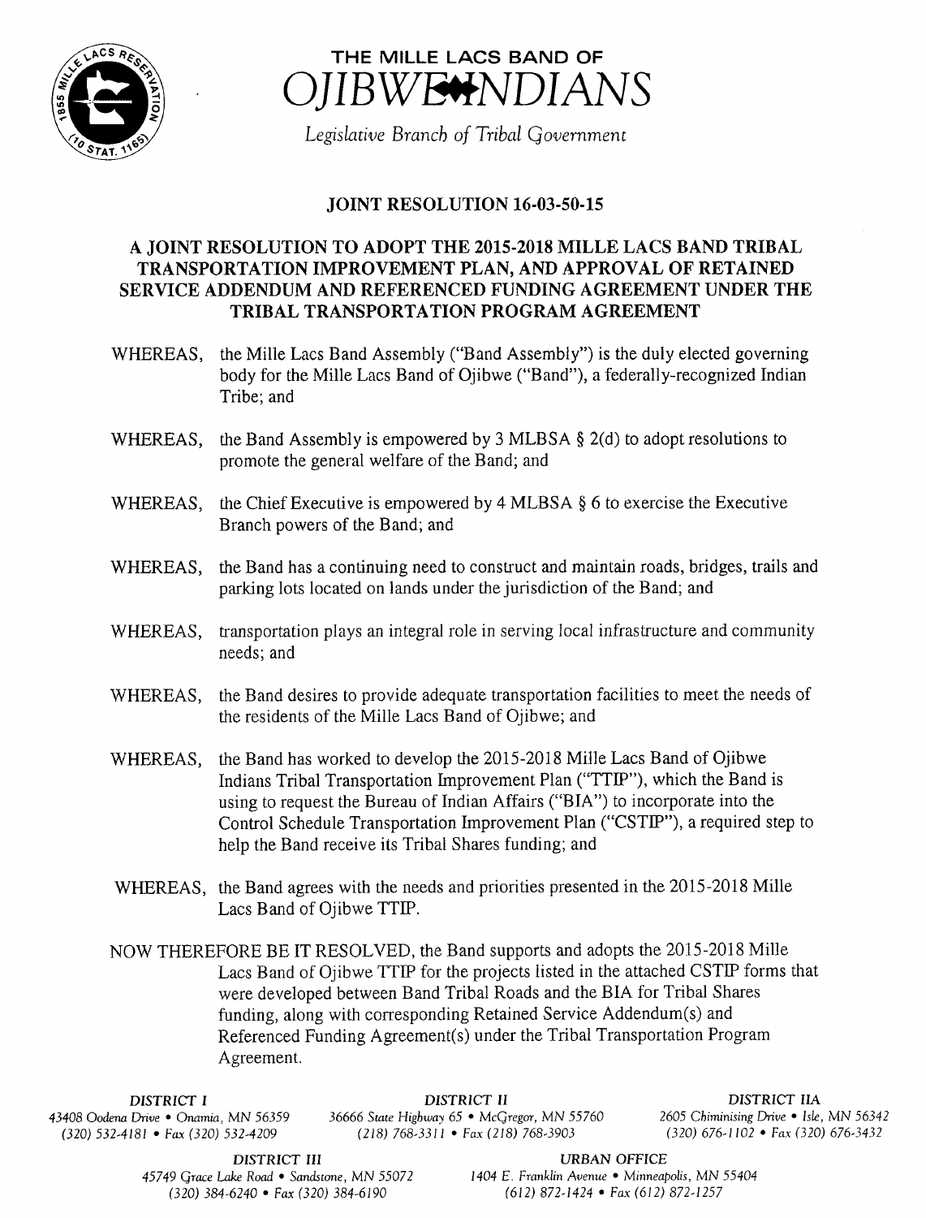# THE MILLE LACS BAND OF OJIBWE INDIANS

*Legislative Branch of Tribal Government*

## JOINT RESOLUTION 16-03-50-15

## A JOINT RESOLUTION TO ADOPT THE 2015-2018 MILLE LACS BAND TRIBAL TRANSPORTATION IMPROVEMENT PLAN, AND APPROVAL OF RETAINED SERVICE ADDENDUM AND REFERENCED FUNDING AGREEMENT UNDER THE TRIBAL TRANSPORTATION PROGRAM AGREEMENT

WHEREAS, the Mille Lacs Band Assembly ("Band Assembly") is the duly elected governing body for the Mille Lacs Band of Ojibwe ("Band"), a federally-recognized Indian Tribe; and

WHEREAS, the Band Assembly is empowered by 3 MLBSA § 2(d) to adopt resolutions to promote the general welfare of the Band; and

WHEREAS, the Chief Executive is empowered by 4 MLBSA § 6 to exercise the Executive Branch powers of the Band; and

WHEREAS, the Band has a continuing need to construct and maintain roads, bridges, trails and parking lots located on lands under the jurisdiction of the Band; and

WHEREAS, transportation plays an integral role in serving local infrastructure and community needs; and

WHEREAS, the Band desires to provide adequate transportation facilities to meet the needs of the residents of the Mille Lacs Band of Ojibwe; and

WHEREAS, the Band has worked to develop the 2015-2018 Mille Lacs Band of Ojibwe Indians Tribal Transportation Improvement Plan ("TTIP"), which the Band is using to request the Bureau of Indian Affairs ("BIA") to incorporate into the Control Schedule Transportation Improvement Plan ("CSTIP"), a required step to help the Band receive its Tribal Shares funding; and

WHEREAS, the Band agrees with the needs and priorities presented in the 2015-2018 Mille Lacs Band of Ojibwe TTIP.

NOW THEREFORE BE IT RESOLVED, the Band supports and adopts the 2015-2018 Mille Lacs Band of Ojibwe TTIP for the projects listed in the attached CSTIP forms that were developed between Band Tribal Roads and the BIA for Tribal Shares funding, along with corresponding Retained Service Addendum(s) and Referenced Funding Agreement(s) under the Tribal Transportation Program Agreement.

*DISTRICT I*
*43408 Oodena Drive • Onamia, MN 56359*
*(320) 532-4181 • Fax (320) 532-4209*

*DISTRICT II*
*36666 State Highway 65 • McGregor, MN 55760*
*(218) 768-3311 • Fax (218) 768-3903*

*DISTRICT IIA*
*2605 Chiminising Drive • Isle, MN 56342*
*(320) 676-1102 • Fax (320) 676-3432*

*DISTRICT III*
*45749 Grace Lake Road • Sandstone, MN 55072*
*(320) 384-6240 • Fax (320) 384-6190*

*URBAN OFFICE*
*1404 E. Franklin Avenue • Minneapolis, MN 55404*
*(612) 872-1424 • Fax (612) 872-1257*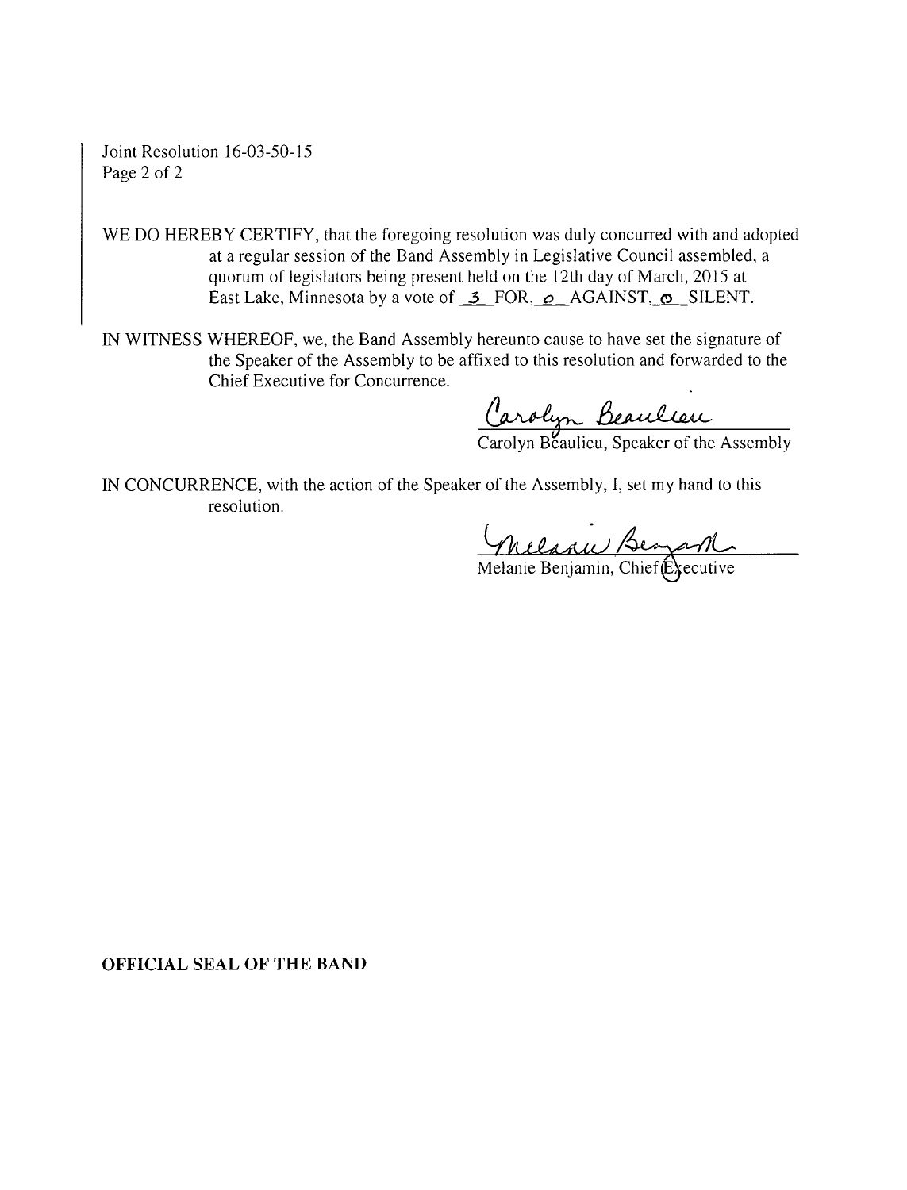WE DO HEREBY CERTIFY, that the foregoing resolution was duly concurred with and adopted at a regular session of the Band Assembly in Legislative Council assembled, a quorum of legislators being present held on the 12th day of March, 2015 at East Lake, Minnesota by a vote of 3 FOR, 0 AGAINST, 0 SILENT.

IN WITNESS WHEREOF, we, the Band Assembly hereunto cause to have set the signature of the Speaker of the Assembly to be affixed to this resolution and forwarded to the Chief Executive for Concurrence.

Carolyn Beaulieu

Carolyn Beaulieu, Speaker of the Assembly

IN CONCURRENCE, with the action of the Speaker of the Assembly, I, set my hand to this resolution.

Melanie Benjamin

Melanie Benjamin, Chief Executive

**OFFICIAL SEAL OF THE BAND**